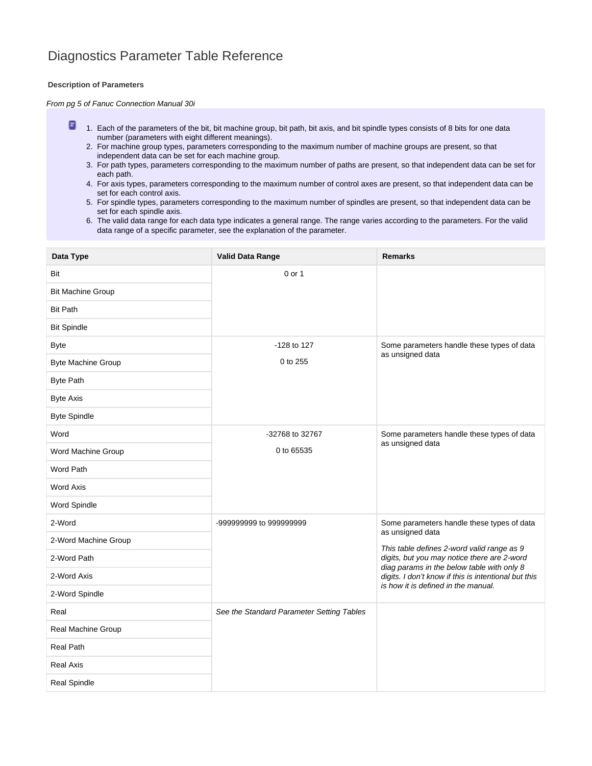# Diagnostics Parameter Table Reference

**Description of Parameters**

*From pg 5 of Fanuc Connection Manual 30i*

1. Each of the parameters of the bit, bit machine group, bit path, bit axis, and bit spindle types consists of 8 bits for one data number (parameters with eight different meanings).
2. For machine group types, parameters corresponding to the maximum number of machine groups are present, so that independent data can be set for each machine group.
3. For path types, parameters corresponding to the maximum number of paths are present, so that independent data can be set for each path.
4. For axis types, parameters corresponding to the maximum number of control axes are present, so that independent data can be set for each control axis.
5. For spindle types, parameters corresponding to the maximum number of spindles are present, so that independent data can be set for each spindle axis.
6. The valid data range for each data type indicates a general range. The range varies according to the parameters. For the valid data range of a specific parameter, see the explanation of the parameter.

| Data Type | Valid Data Range | Remarks |
|---|---|---|
| Bit | 0 or 1 | |
| Bit Machine Group | | |
| Bit Path | | |
| Bit Spindle | | |
| Byte | -128 to 127<br>0 to 255 | Some parameters handle these types of data as unsigned data |
| Byte Machine Group | | |
| Byte Path | | |
| Byte Axis | | |
| Byte Spindle | | |
| Word | -32768 to 32767<br>0 to 65535 | Some parameters handle these types of data as unsigned data |
| Word Machine Group | | |
| Word Path | | |
| Word Axis | | |
| Word Spindle | | |
| 2-Word | -999999999 to 999999999 | Some parameters handle these types of data as unsigned data<br>*This table defines 2-word valid range as 9 digits, but you may notice there are 2-word diag params in the below table with only 8 digits. I don't know if this is intentional but this is how it is defined in the manual.* |
| 2-Word Machine Group | | |
| 2-Word Path | | |
| 2-Word Axis | | |
| 2-Word Spindle | | |
| Real | *See the Standard Parameter Setting Tables* | |
| Real Machine Group | | |
| Real Path | | |
| Real Axis | | |
| Real Spindle | | |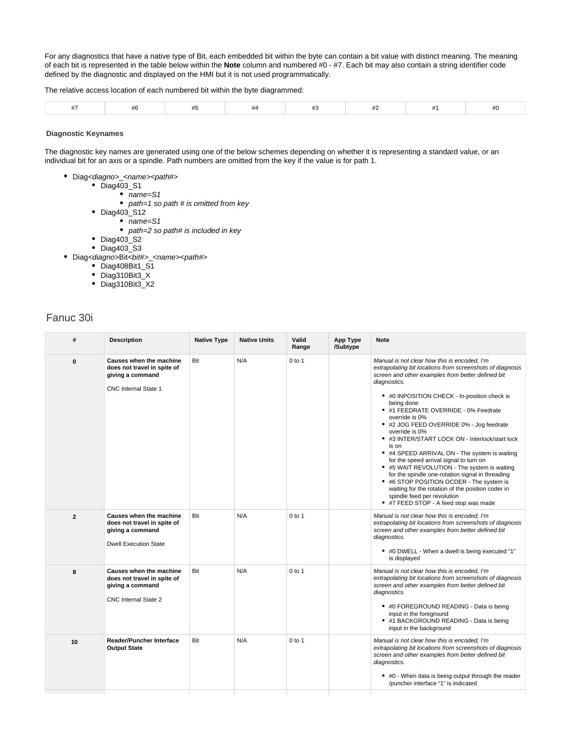For any diagnostics that have a native type of Bit, each embedded bit within the byte can contain a bit value with distinct meaning. The meaning of each bit is represented in the table below within the **Note** column and numbered #0 - #7. Each bit may also contain a string identifier code defined by the diagnostic and displayed on the HMI but it is not used programmatically.

The relative access location of each numbered bit within the byte diagrammed:

| | | | | | | | |
|---|---|---|---|---|---|---|---|
| #7 | #6 | #5 | #4 | #3 | #2 | #1 | #0 |

### Diagnostic Keynames

The diagnostic key names are generated using one of the below schemes depending on whether it is representing a standard value, or an individual bit for an axis or a spindle. Path numbers are omitted from the key if the value is for path 1.

- Diag*<diagno>*_*<name><path#>*
  - Diag403_S1
    - *name=S1*
    - *path=1 so path # is omitted from key*
  - Diag403_S12
    - *name=S1*
    - *path=2 so path# is included in key*
  - Diag403_S2
  - Diag403_S3
- Diag*<diagno>*Bit*<bit#>*_*<name><path#>*
  - Diag408Bit1_S1
  - Diag310Bit3_X
  - Diag310Bit3_X2

## Fanuc 30i

| # | Description | Native Type | Native Units | Valid Range | App Type /Subtype | Note |
|---|---|---|---|---|---|---|
| **0** | **Causes when the machine does not travel in spite of giving a command**<br><br>CNC Internal State 1 | Bit | N/A | 0 to 1 | | *Manual is not clear how this is encoded, I'm extrapolating bit locations from screenshots of diagnosis screen and other examples from better defined bit diagnostics.*<br><br>• #0 INPOSITION CHECK - In-position check is being done<br>• #1 FEEDRATE OVERRIDE - 0% Feedrate override is 0%<br>• #2 JOG FEED OVERRIDE 0% - Jog feedrate override is 0%<br>• #3 INTER/START LOCK ON - Interlock/start lock is on<br>• #4 SPEED ARRIVAL ON - The system is waiting for the speed arrival signal to turn on<br>• #5 WAIT REVOLUTION - The system is waiting for the spindle one-rotation signal in threading<br>• #6 STOP POSITION OCDER - The system is waiting for the rotation of the position coder in spindle feed per revolution<br>• #7 FEED STOP - A feed stop was made |
| **2** | **Causes when the machine does not travel in spite of giving a command**<br><br>Dwell Execution State | Bit | N/A | 0 to 1 | | *Manual is not clear how this is encoded, I'm extrapolating bit locations from screenshots of diagnosis screen and other examples from better defined bit diagnostics.*<br><br>• #0 DWELL - When a dwell is being executed "1" is displayed |
| **8** | **Causes when the machine does not travel in spite of giving a command**<br><br>CNC Internal State 2 | Bit | N/A | 0 to 1 | | *Manual is not clear how this is encoded, I'm extrapolating bit locations from screenshots of diagnosis screen and other examples from better defined bit diagnostics.*<br><br>• #0 FOREGROUND READING - Data is being input in the foreground<br>• #1 BACKGROUND READING - Data is being input in the background |
| **10** | **Reader/Puncher Interface Output State** | Bit | N/A | 0 to 1 | | *Manual is not clear how this is encoded, I'm extrapolating bit locations from screenshots of diagnosis screen and other examples from better defined bit diagnostics.*<br><br>• #0 - When data is being output through the reader /puncher interface "1" is indicated |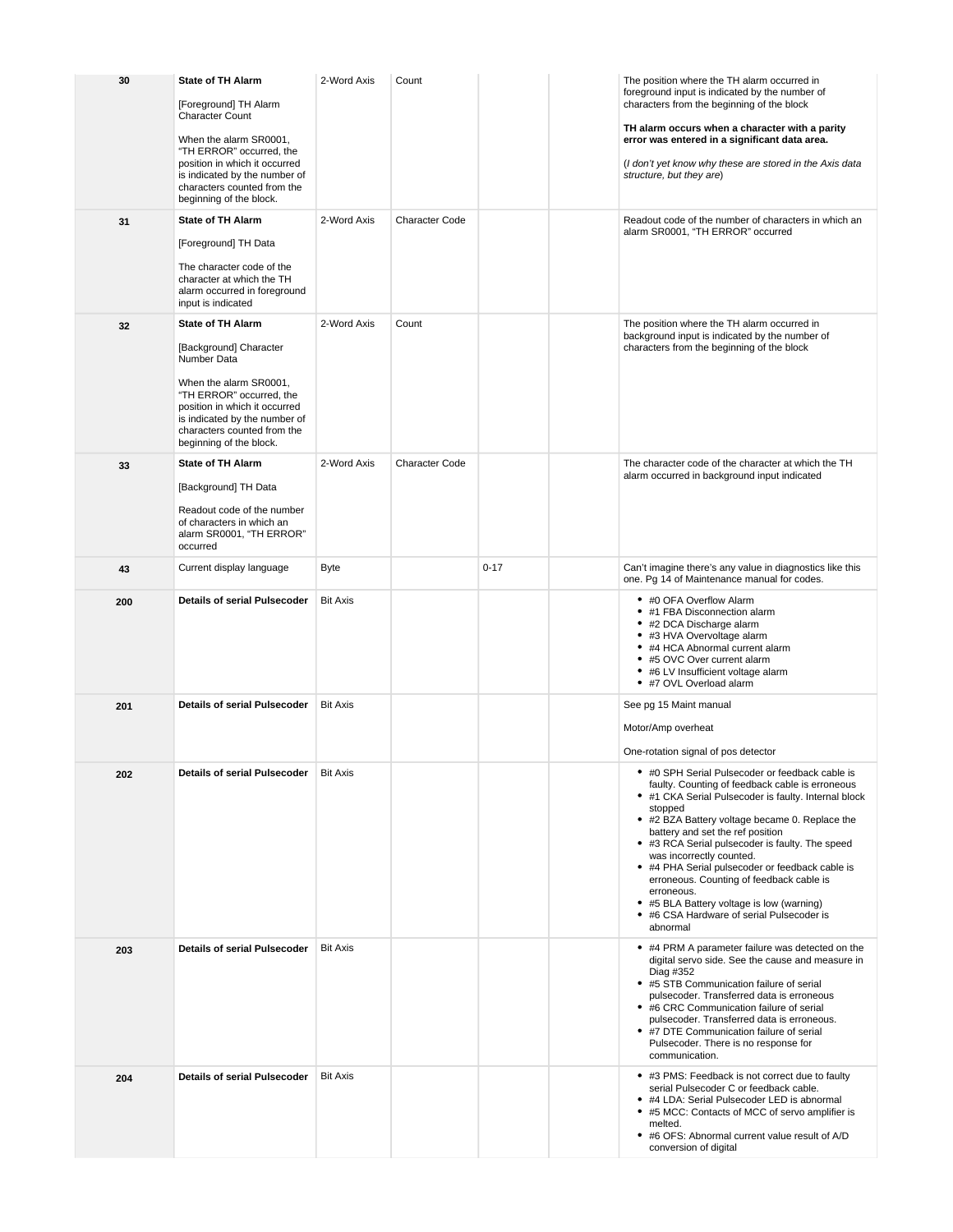| | | | | | | |
|---|---|---|---|---|---|---|
| 30 | **State of TH Alarm**<br><br>[Foreground] TH Alarm Character Count<br><br>When the alarm SR0001, "TH ERROR" occurred, the position in which it occurred is indicated by the number of characters counted from the beginning of the block. | 2-Word Axis | Count | | | The position where the TH alarm occurred in foreground input is indicated by the number of characters from the beginning of the block<br><br>**TH alarm occurs when a character with a parity error was entered in a significant data area.**<br><br>(*I don't yet know why these are stored in the Axis data structure, but they are*) |
| 31 | **State of TH Alarm**<br><br>[Foreground] TH Data<br><br>The character code of the character at which the TH alarm occurred in foreground input is indicated | 2-Word Axis | Character Code | | | Readout code of the number of characters in which an alarm SR0001, "TH ERROR" occurred |
| 32 | **State of TH Alarm**<br><br>[Background] Character Number Data<br><br>When the alarm SR0001, "TH ERROR" occurred, the position in which it occurred is indicated by the number of characters counted from the beginning of the block. | 2-Word Axis | Count | | | The position where the TH alarm occurred in background input is indicated by the number of characters from the beginning of the block |
| 33 | **State of TH Alarm**<br><br>[Background] TH Data<br><br>Readout code of the number of characters in which an alarm SR0001, "TH ERROR" occurred | 2-Word Axis | Character Code | | | The character code of the character at which the TH alarm occurred in background input indicated |
| 43 | Current display language | Byte | | 0-17 | | Can't imagine there's any value in diagnostics like this one. Pg 14 of Maintenance manual for codes. |
| 200 | **Details of serial Pulsecoder** | Bit Axis | | | | • #0 OFA Overflow Alarm<br>• #1 FBA Disconnection alarm<br>• #2 DCA Discharge alarm<br>• #3 HVA Overvoltage alarm<br>• #4 HCA Abnormal current alarm<br>• #5 OVC Over current alarm<br>• #6 LV Insufficient voltage alarm<br>• #7 OVL Overload alarm |
| 201 | **Details of serial Pulsecoder** | Bit Axis | | | | See pg 15 Maint manual<br><br>Motor/Amp overheat<br><br>One-rotation signal of pos detector |
| 202 | **Details of serial Pulsecoder** | Bit Axis | | | | • #0 SPH Serial Pulsecoder or feedback cable is faulty. Counting of feedback cable is erroneous<br>• #1 CKA Serial Pulsecoder is faulty. Internal block stopped<br>• #2 BZA Battery voltage became 0. Replace the battery and set the ref position<br>• #3 RCA Serial pulsecoder is faulty. The speed was incorrectly counted.<br>• #4 PHA Serial pulsecoder or feedback cable is erroneous. Counting of feedback cable is erroneous.<br>• #5 BLA Battery voltage is low (warning)<br>• #6 CSA Hardware of serial Pulsecoder is abnormal |
| 203 | **Details of serial Pulsecoder** | Bit Axis | | | | • #4 PRM A parameter failure was detected on the digital servo side. See the cause and measure in Diag #352<br>• #5 STB Communication failure of serial pulsecoder. Transferred data is erroneous<br>• #6 CRC Communication failure of serial pulsecoder. Transferred data is erroneous.<br>• #7 DTE Communication failure of serial Pulsecoder. There is no response for communication. |
| 204 | **Details of serial Pulsecoder** | Bit Axis | | | | • #3 PMS: Feedback is not correct due to faulty serial Pulsecoder C or feedback cable.<br>• #4 LDA: Serial Pulsecoder LED is abnormal<br>• #5 MCC: Contacts of MCC of servo amplifier is melted.<br>• #6 OFS: Abnormal current value result of A/D conversion of digital |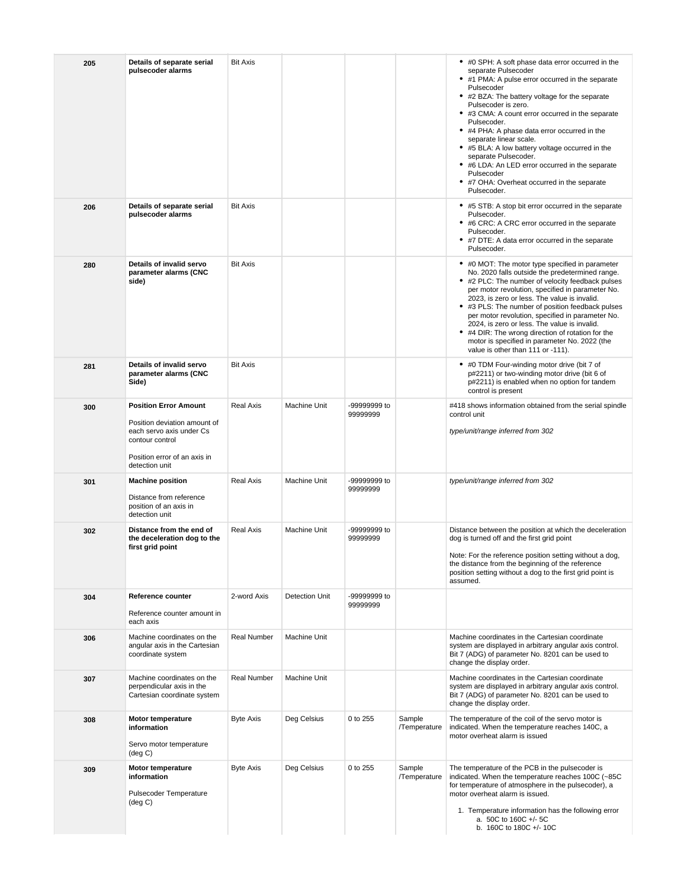| | | | | | | |
|---|---|---|---|---|---|---|
| 205 | **Details of separate serial pulsecoder alarms** | Bit Axis | | | | • #0 SPH: A soft phase data error occurred in the separate Pulsecoder<br>• #1 PMA: A pulse error occurred in the separate Pulsecoder<br>• #2 BZA: The battery voltage for the separate Pulsecoder is zero.<br>• #3 CMA: A count error occurred in the separate Pulsecoder.<br>• #4 PHA: A phase data error occurred in the separate linear scale.<br>• #5 BLA: A low battery voltage occurred in the separate Pulsecoder.<br>• #6 LDA: An LED error occurred in the separate Pulsecoder<br>• #7 OHA: Overheat occurred in the separate Pulsecoder. |
| 206 | **Details of separate serial pulsecoder alarms** | Bit Axis | | | | • #5 STB: A stop bit error occurred in the separate Pulsecoder.<br>• #6 CRC: A CRC error occurred in the separate Pulsecoder.<br>• #7 DTE: A data error occurred in the separate Pulsecoder. |
| 280 | **Details of invalid servo parameter alarms (CNC side)** | Bit Axis | | | | • #0 MOT: The motor type specified in parameter No. 2020 falls outside the predetermined range.<br>• #2 PLC: The number of velocity feedback pulses per motor revolution, specified in parameter No. 2023, is zero or less. The value is invalid.<br>• #3 PLS: The number of position feedback pulses per motor revolution, specified in parameter No. 2024, is zero or less. The value is invalid.<br>• #4 DIR: The wrong direction of rotation for the motor is specified in parameter No. 2022 (the value is other than 111 or -111). |
| 281 | **Details of invalid servo parameter alarms (CNC Side)** | Bit Axis | | | | • #0 TDM Four-winding motor drive (bit 7 of p#2211) or two-winding motor drive (bit 6 of p#2211) is enabled when no option for tandem control is present |
| 300 | **Position Error Amount**<br><br>Position deviation amount of each servo axis under Cs contour control<br><br>Position error of an axis in detection unit | Real Axis | Machine Unit | -99999999 to 99999999 | | #418 shows information obtained from the serial spindle control unit<br><br>*type/unit/range inferred from 302* |
| 301 | **Machine position**<br><br>Distance from reference position of an axis in detection unit | Real Axis | Machine Unit | -99999999 to 99999999 | | *type/unit/range inferred from 302* |
| 302 | **Distance from the end of the deceleration dog to the first grid point** | Real Axis | Machine Unit | -99999999 to 99999999 | | Distance between the position at which the deceleration dog is turned off and the first grid point<br><br>Note: For the reference position setting without a dog, the distance from the beginning of the reference position setting without a dog to the first grid point is assumed. |
| 304 | **Reference counter**<br><br>Reference counter amount in each axis | 2-word Axis | Detection Unit | -99999999 to 99999999 | | |
| 306 | Machine coordinates on the angular axis in the Cartesian coordinate system | Real Number | Machine Unit | | | Machine coordinates in the Cartesian coordinate system are displayed in arbitrary angular axis control. Bit 7 (ADG) of parameter No. 8201 can be used to change the display order. |
| 307 | Machine coordinates on the perpendicular axis in the Cartesian coordinate system | Real Number | Machine Unit | | | Machine coordinates in the Cartesian coordinate system are displayed in arbitrary angular axis control. Bit 7 (ADG) of parameter No. 8201 can be used to change the display order. |
| 308 | **Motor temperature information**<br><br>Servo motor temperature (deg C) | Byte Axis | Deg Celsius | 0 to 255 | Sample /Temperature | The temperature of the coil of the servo motor is indicated. When the temperature reaches 140C, a motor overheat alarm is issued |
| 309 | **Motor temperature information**<br><br>Pulsecoder Temperature (deg C) | Byte Axis | Deg Celsius | 0 to 255 | Sample /Temperature | The temperature of the PCB in the pulsecoder is indicated. When the temperature reaches 100C (~85C for temperature of atmosphere in the pulsecoder), a motor overheat alarm is issued.<br><br>1. Temperature information has the following error<br>a. 50C to 160C +/- 5C<br>b. 160C to 180C +/- 10C |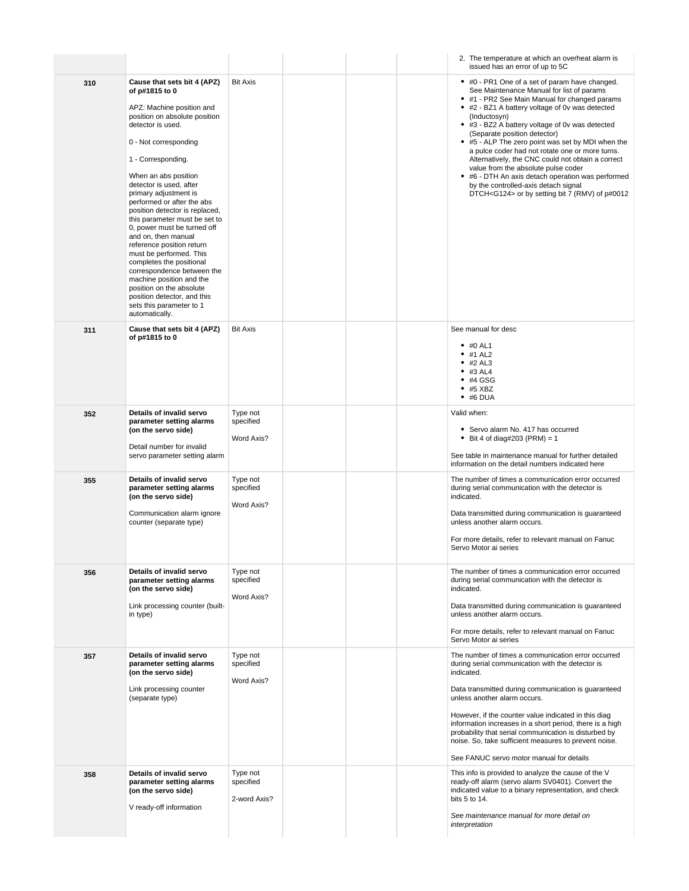| | | | | | | |
|---|---|---|---|---|---|---|
| | | | | | | 2. The temperature at which an overheat alarm is issued has an error of up to 5C |
| **310** | **Cause that sets bit 4 (APZ) of p#1815 to 0**<br><br>APZ: Machine position and position on absolute position detector is used.<br><br>0 - Not corresponding<br><br>1 - Corresponding.<br><br>When an abs position detector is used, after primary adjustment is performed or after the abs position detector is replaced, this parameter must be set to 0, power must be turned off and on, then manual reference position return must be performed. This completes the positional correspondence between the machine position and the position on the absolute position detector, and this sets this parameter to 1 automatically. | Bit Axis | | | | • #0 - PR1 One of a set of param have changed. See Maintenance Manual for list of params<br>• #1 - PR2 See Main Manual for changed params<br>• #2 - BZ1 A battery voltage of 0v was detected (Inductosyn)<br>• #3 - BZ2 A battery voltage of 0v was detected (Separate position detector)<br>• #5 - ALP The zero point was set by MDI when the a pulce coder had not rotate one or more turns. Alternatively, the CNC could not obtain a correct value from the absolute pulse coder<br>• #6 - DTH An axis detach operation was performed by the controlled-axis detach signal DTCH<G124> or by setting bit 7 (RMV) of p#0012 |
| **311** | **Cause that sets bit 4 (APZ) of p#1815 to 0** | Bit Axis | | | | See manual for desc<br><br>• #0 AL1<br>• #1 AL2<br>• #2 AL3<br>• #3 AL4<br>• #4 GSG<br>• #5 XBZ<br>• #6 DUA |
| **352** | **Details of invalid servo parameter setting alarms (on the servo side)**<br><br>Detail number for invalid servo parameter setting alarm | Type not specified<br><br>Word Axis? | | | | Valid when:<br><br>• Servo alarm No. 417 has occurred<br>• Bit 4 of diag#203 (PRM) = 1<br><br>See table in maintenance manual for further detailed information on the detail numbers indicated here |
| **355** | **Details of invalid servo parameter setting alarms (on the servo side)**<br><br>Communication alarm ignore counter (separate type) | Type not specified<br><br>Word Axis? | | | | The number of times a communication error occurred during serial communication with the detector is indicated.<br><br>Data transmitted during communication is guaranteed unless another alarm occurs.<br><br>For more details, refer to relevant manual on Fanuc Servo Motor ai series |
| **356** | **Details of invalid servo parameter setting alarms (on the servo side)**<br><br>Link processing counter (built-in type) | Type not specified<br><br>Word Axis? | | | | The number of times a communication error occurred during serial communication with the detector is indicated.<br><br>Data transmitted during communication is guaranteed unless another alarm occurs.<br><br>For more details, refer to relevant manual on Fanuc Servo Motor ai series |
| **357** | **Details of invalid servo parameter setting alarms (on the servo side)**<br><br>Link processing counter (separate type) | Type not specified<br><br>Word Axis? | | | | The number of times a communication error occurred during serial communication with the detector is indicated.<br><br>Data transmitted during communication is guaranteed unless another alarm occurs.<br><br>However, if the counter value indicated in this diag information increases in a short period, there is a high probability that serial communication is disturbed by noise. So, take sufficient measures to prevent noise.<br><br>See FANUC servo motor manual for details |
| **358** | **Details of invalid servo parameter setting alarms (on the servo side)**<br><br>V ready-off information | Type not specified<br><br>2-word Axis? | | | | This info is provided to analyze the cause of the V ready-off alarm (servo alarm SV0401). Convert the indicated value to a binary representation, and check bits 5 to 14.<br><br>*See maintenance manual for more detail on interpretation* |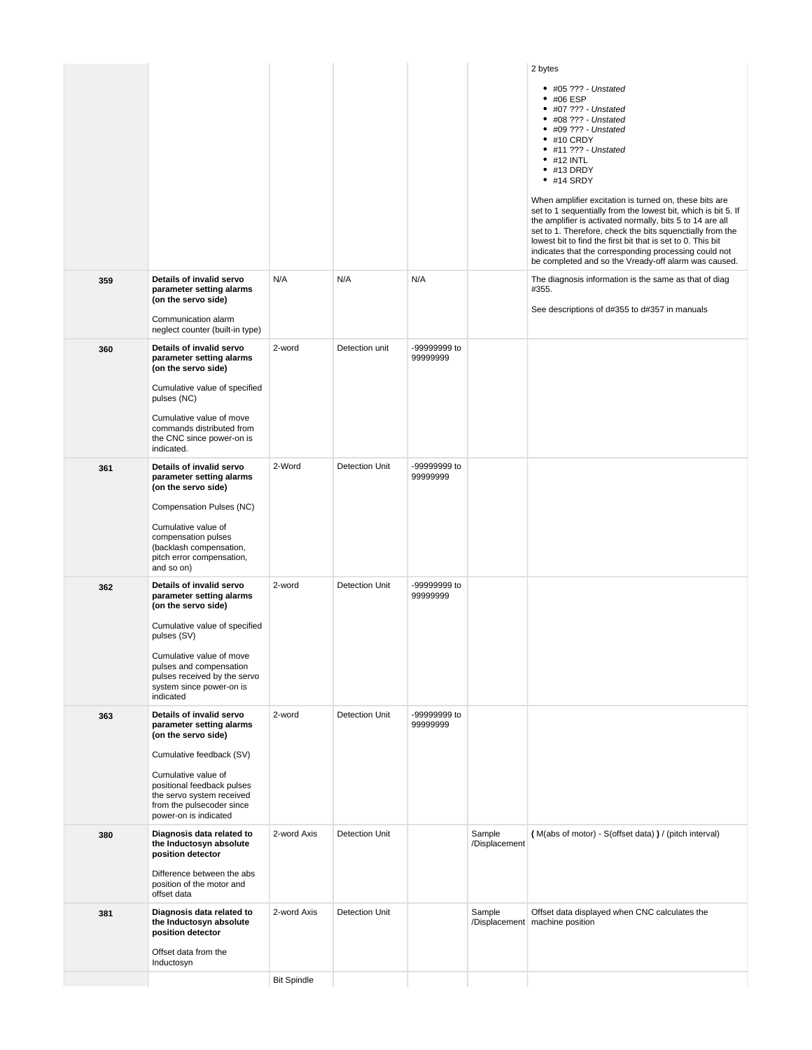| | | | | | | |
|---|---|---|---|---|---|---|
| | | | | | | 2 bytes<br><br>- #05 ??? - *Unstated*<br>- #06 ESP<br>- #07 ??? - *Unstated*<br>- #08 ??? - *Unstated*<br>- #09 ??? - *Unstated*<br>- #10 CRDY<br>- #11 ??? - *Unstated*<br>- #12 INTL<br>- #13 DRDY<br>- #14 SRDY<br><br>When amplifier excitation is turned on, these bits are set to 1 sequentially from the lowest bit, which is bit 5. If the amplifier is activated normally, bits 5 to 14 are all set to 1. Therefore, check the bits squenctially from the lowest bit to find the first bit that is set to 0. This bit indicates that the corresponding processing could not be completed and so the Vready-off alarm was caused. |
| 359 | **Details of invalid servo parameter setting alarms (on the servo side)**<br><br>Communication alarm neglect counter (built-in type) | N/A | N/A | N/A | | The diagnosis information is the same as that of diag #355.<br><br>See descriptions of d#355 to d#357 in manuals |
| 360 | **Details of invalid servo parameter setting alarms (on the servo side)**<br><br>Cumulative value of specified pulses (NC)<br><br>Cumulative value of move commands distributed from the CNC since power-on is indicated. | 2-word | Detection unit | -99999999 to 99999999 | | |
| 361 | **Details of invalid servo parameter setting alarms (on the servo side)**<br><br>Compensation Pulses (NC)<br><br>Cumulative value of compensation pulses (backlash compensation, pitch error compensation, and so on) | 2-Word | Detection Unit | -99999999 to 99999999 | | |
| 362 | **Details of invalid servo parameter setting alarms (on the servo side)**<br><br>Cumulative value of specified pulses (SV)<br><br>Cumulative value of move pulses and compensation pulses received by the servo system since power-on is indicated | 2-word | Detection Unit | -99999999 to 99999999 | | |
| 363 | **Details of invalid servo parameter setting alarms (on the servo side)**<br><br>Cumulative feedback (SV)<br><br>Cumulative value of positional feedback pulses the servo system received from the pulsecoder since power-on is indicated | 2-word | Detection Unit | -99999999 to 99999999 | | |
| 380 | **Diagnosis data related to the Inductosyn absolute position detector**<br><br>Difference between the abs position of the motor and offset data | 2-word Axis | Detection Unit | | Sample /Displacement | **(** M(abs of motor) - S(offset data) **)** / (pitch interval) |
| 381 | **Diagnosis data related to the Inductosyn absolute position detector**<br><br>Offset data from the Inductosyn | 2-word Axis | Detection Unit | | Sample /Displacement | Offset data displayed when CNC calculates the machine position |
| | | Bit Spindle | | | | |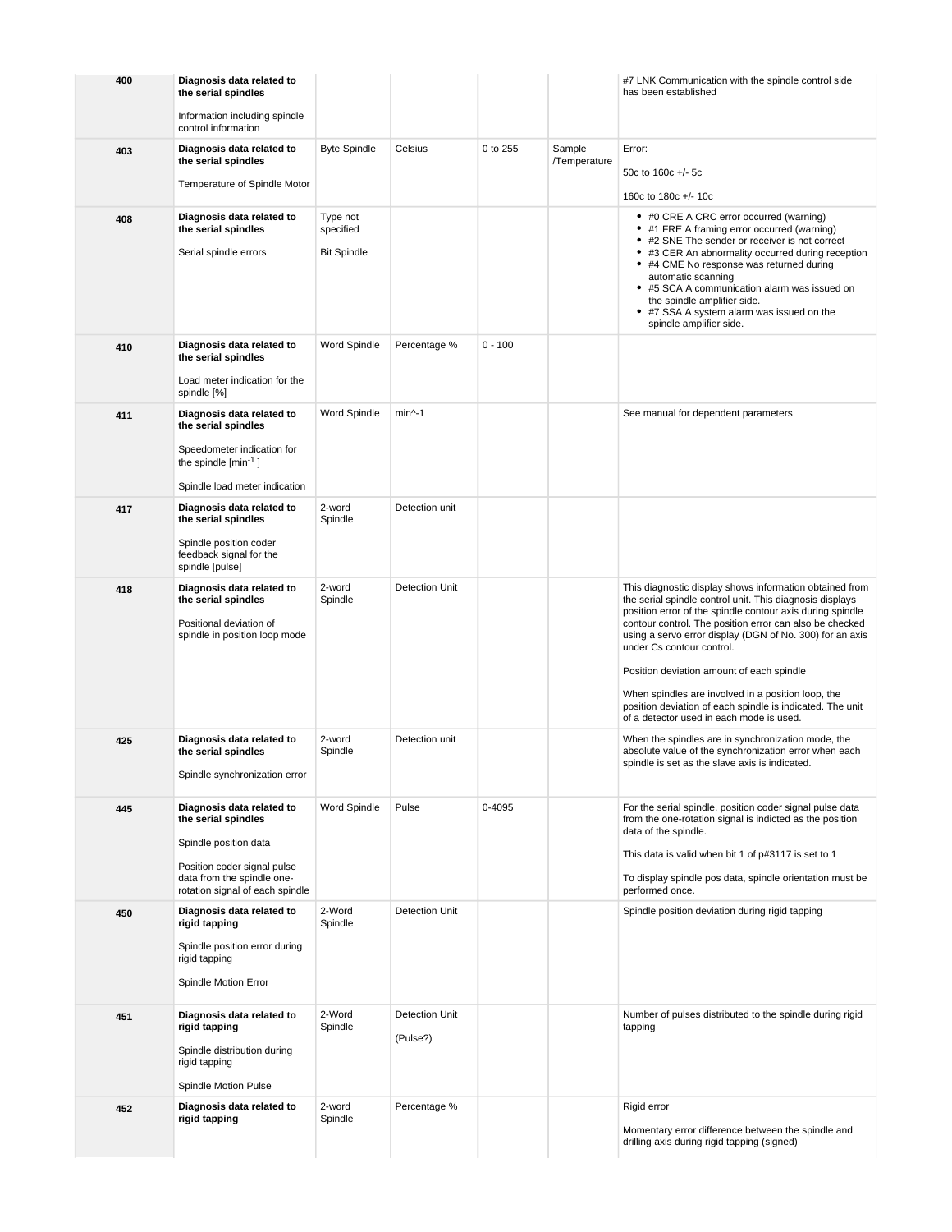| | | | | | | |
|---|---|---|---|---|---|---|
| 400 | **Diagnosis data related to the serial spindles**<br><br>Information including spindle control information | | | | | #7 LNK Communication with the spindle control side has been established |
| 403 | **Diagnosis data related to the serial spindles**<br><br>Temperature of Spindle Motor | Byte Spindle | Celsius | 0 to 255 | Sample /Temperature | Error:<br><br>50c to 160c +/- 5c<br><br>160c to 180c +/- 10c |
| 408 | **Diagnosis data related to the serial spindles**<br><br>Serial spindle errors | Type not specified<br><br>Bit Spindle | | | | • #0 CRE A CRC error occurred (warning)<br>• #1 FRE A framing error occurred (warning)<br>• #2 SNE The sender or receiver is not correct<br>• #3 CER An abnormality occurred during reception<br>• #4 CME No response was returned during automatic scanning<br>• #5 SCA A communication alarm was issued on the spindle amplifier side.<br>• #7 SSA A system alarm was issued on the spindle amplifier side. |
| 410 | **Diagnosis data related to the serial spindles**<br><br>Load meter indication for the spindle [%] | Word Spindle | Percentage % | 0 - 100 | | |
| 411 | **Diagnosis data related to the serial spindles**<br><br>Speedometer indication for the spindle [$min^{-1}$]<br><br>Spindle load meter indication | Word Spindle | min^-1 | | | See manual for dependent parameters |
| 417 | **Diagnosis data related to the serial spindles**<br><br>Spindle position coder feedback signal for the spindle [pulse] | 2-word Spindle | Detection unit | | | |
| 418 | **Diagnosis data related to the serial spindles**<br><br>Positional deviation of spindle in position loop mode | 2-word Spindle | Detection Unit | | | This diagnostic display shows information obtained from the serial spindle control unit. This diagnosis displays position error of the spindle contour axis during spindle contour control. The position error can also be checked using a servo error display (DGN of No. 300) for an axis under Cs contour control.<br><br>Position deviation amount of each spindle<br><br>When spindles are involved in a position loop, the position deviation of each spindle is indicated. The unit of a detector used in each mode is used. |
| 425 | **Diagnosis data related to the serial spindles**<br><br>Spindle synchronization error | 2-word Spindle | Detection unit | | | When the spindles are in synchronization mode, the absolute value of the synchronization error when each spindle is set as the slave axis is indicated. |
| 445 | **Diagnosis data related to the serial spindles**<br><br>Spindle position data<br><br>Position coder signal pulse data from the spindle one-rotation signal of each spindle | Word Spindle | Pulse | 0-4095 | | For the serial spindle, position coder signal pulse data from the one-rotation signal is indicted as the position data of the spindle.<br><br>This data is valid when bit 1 of p#3117 is set to 1<br><br>To display spindle pos data, spindle orientation must be performed once. |
| 450 | **Diagnosis data related to rigid tapping**<br><br>Spindle position error during rigid tapping<br><br>Spindle Motion Error | 2-Word Spindle | Detection Unit | | | Spindle position deviation during rigid tapping |
| 451 | **Diagnosis data related to rigid tapping**<br><br>Spindle distribution during rigid tapping<br><br>Spindle Motion Pulse | 2-Word Spindle | Detection Unit<br><br>(Pulse?) | | | Number of pulses distributed to the spindle during rigid tapping |
| 452 | **Diagnosis data related to rigid tapping** | 2-word Spindle | Percentage % | | | Rigid error<br><br>Momentary error difference between the spindle and drilling axis during rigid tapping (signed) |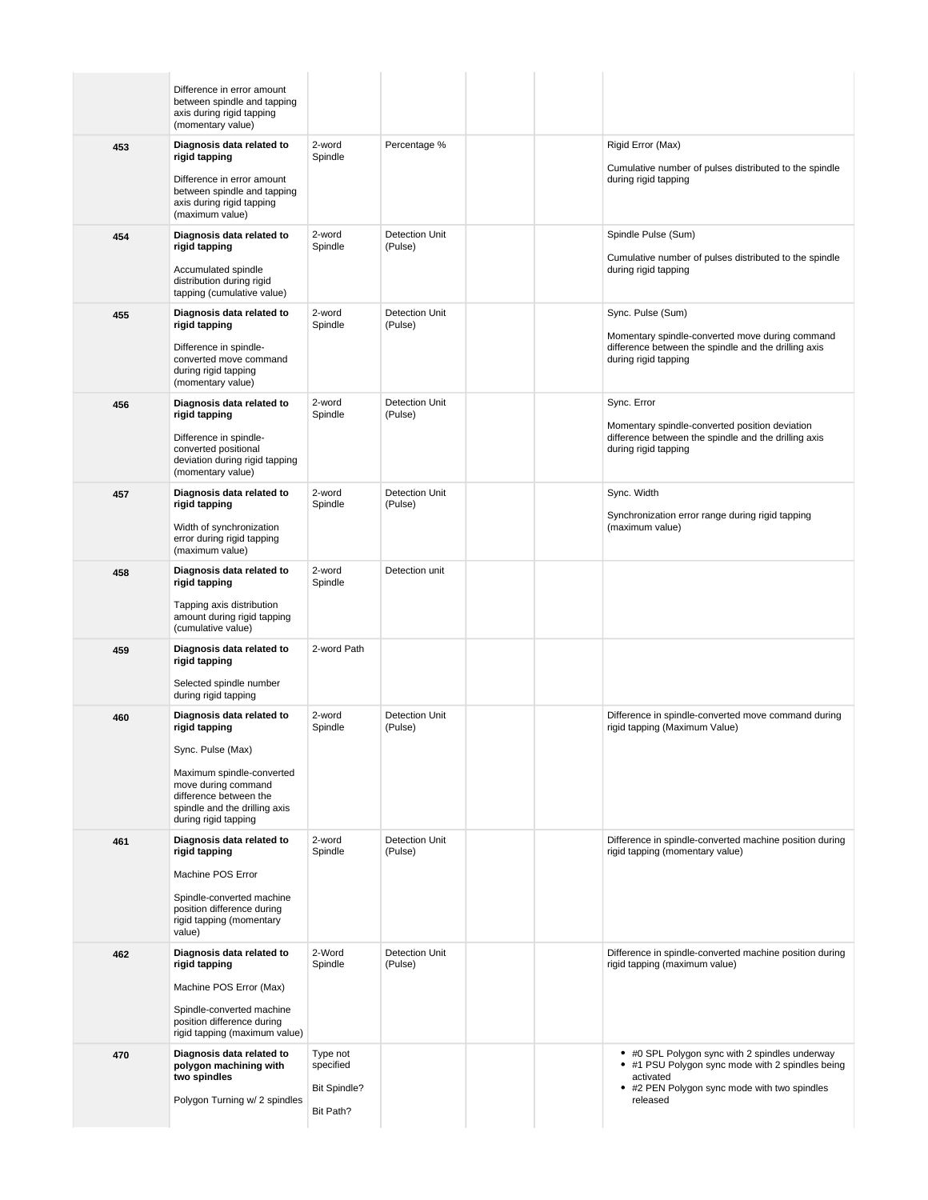| | | | | | | |
|---|---|---|---|---|---|---|
| | Difference in error amount between spindle and tapping axis during rigid tapping (momentary value) | | | | | |
| 453 | **Diagnosis data related to rigid tapping**<br><br>Difference in error amount between spindle and tapping axis during rigid tapping (maximum value) | 2-word Spindle | Percentage % | | | Rigid Error (Max)<br><br>Cumulative number of pulses distributed to the spindle during rigid tapping |
| 454 | **Diagnosis data related to rigid tapping**<br><br>Accumulated spindle distribution during rigid tapping (cumulative value) | 2-word Spindle | Detection Unit (Pulse) | | | Spindle Pulse (Sum)<br><br>Cumulative number of pulses distributed to the spindle during rigid tapping |
| 455 | **Diagnosis data related to rigid tapping**<br><br>Difference in spindle-converted move command during rigid tapping (momentary value) | 2-word Spindle | Detection Unit (Pulse) | | | Sync. Pulse (Sum)<br><br>Momentary spindle-converted move during command difference between the spindle and the drilling axis during rigid tapping |
| 456 | **Diagnosis data related to rigid tapping**<br><br>Difference in spindle-converted positional deviation during rigid tapping (momentary value) | 2-word Spindle | Detection Unit (Pulse) | | | Sync. Error<br><br>Momentary spindle-converted position deviation difference between the spindle and the drilling axis during rigid tapping |
| 457 | **Diagnosis data related to rigid tapping**<br><br>Width of synchronization error during rigid tapping (maximum value) | 2-word Spindle | Detection Unit (Pulse) | | | Sync. Width<br><br>Synchronization error range during rigid tapping (maximum value) |
| 458 | **Diagnosis data related to rigid tapping**<br><br>Tapping axis distribution amount during rigid tapping (cumulative value) | 2-word Spindle | Detection unit | | | |
| 459 | **Diagnosis data related to rigid tapping**<br><br>Selected spindle number during rigid tapping | 2-word Path | | | | |
| 460 | **Diagnosis data related to rigid tapping**<br><br>Sync. Pulse (Max)<br><br>Maximum spindle-converted move during command difference between the spindle and the drilling axis during rigid tapping | 2-word Spindle | Detection Unit (Pulse) | | | Difference in spindle-converted move command during rigid tapping (Maximum Value) |
| 461 | **Diagnosis data related to rigid tapping**<br><br>Machine POS Error<br><br>Spindle-converted machine position difference during rigid tapping (momentary value) | 2-word Spindle | Detection Unit (Pulse) | | | Difference in spindle-converted machine position during rigid tapping (momentary value) |
| 462 | **Diagnosis data related to rigid tapping**<br><br>Machine POS Error (Max)<br><br>Spindle-converted machine position difference during rigid tapping (maximum value) | 2-Word Spindle | Detection Unit (Pulse) | | | Difference in spindle-converted machine position during rigid tapping (maximum value) |
| 470 | **Diagnosis data related to polygon machining with two spindles**<br><br>Polygon Turning w/ 2 spindles | Type not specified<br><br>Bit Spindle?<br><br>Bit Path? | | | | • #0 SPL Polygon sync with 2 spindles underway<br>• #1 PSU Polygon sync mode with 2 spindles being activated<br>• #2 PEN Polygon sync mode with two spindles released |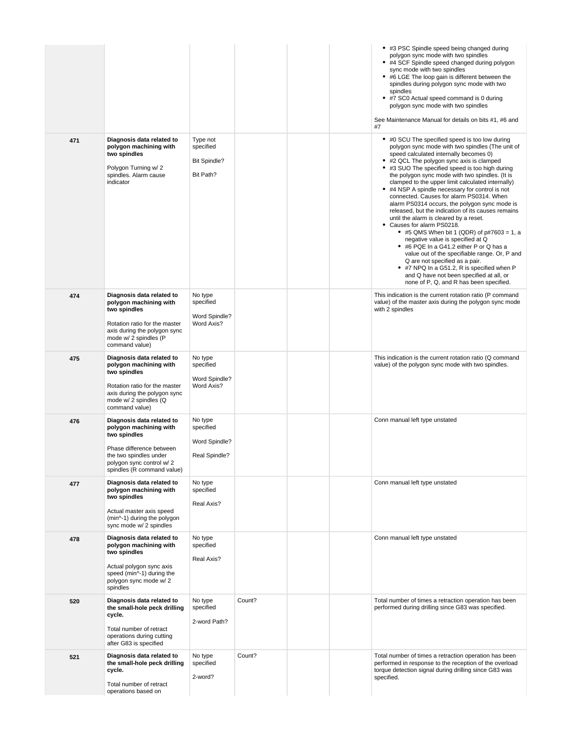| | | | | | | |
|---|---|---|---|---|---|---|
| | | | | | | • #3 PSC Spindle speed being changed during polygon sync mode with two spindles<br>• #4 SCF Spindle speed changed during polygon sync mode with two spindles<br>• #6 LGE The loop gain is different between the spindles during polygon sync mode with two spindles<br>• #7 SC0 Actual speed command is 0 during polygon sync mode with two spindles<br><br>See Maintenance Manual for details on bits #1, #6 and #7 |
| 471 | **Diagnosis data related to polygon machining with two spindles**<br><br>Polygon Turning w/ 2 spindles. Alarm cause indicator | Type not specified<br><br>Bit Spindle?<br><br>Bit Path? | | | | • #0 SCU The specified speed is too low during polygon sync mode with two spindles (The unit of speed calculated internally becomes 0)<br>• #2 QCL The polygon sync axis is clamped<br>• #3 SUO The specified speed is too high during the polygon sync mode with two spindles. (It is clamped to the upper limit calculated internally)<br>• #4 NSP A spindle necessary for control is not connected. Causes for alarm PS0314. When alarm PS0314 occurs, the polygon sync mode is released, but the indication of its causes remains until the alarm is cleared by a reset.<br>• Causes for alarm PS0218.<br>  • #5 QMS When bit 1 (QDR) of p#7603 = 1, a negative value is specified at Q<br>  • #6 PQE In a G41.2 either P or Q has a value out of the specifiable range. Or, P and Q are not specified as a pair.<br>  • #7 NPQ In a G51.2, R is specified when P and Q have not been specified at all, or none of P, Q, and R has been specified. |
| 474 | **Diagnosis data related to polygon machining with two spindles**<br><br>Rotation ratio for the master axis during the polygon sync mode w/ 2 spindles (P command value) | No type specified<br><br>Word Spindle? Word Axis? | | | | This indication is the current rotation ratio (P command value) of the master axis during the polygon sync mode with 2 spindles |
| 475 | **Diagnosis data related to polygon machining with two spindles**<br><br>Rotation ratio for the master axis during the polygon sync mode w/ 2 spindles (Q command value) | No type specified<br><br>Word Spindle? Word Axis? | | | | This indication is the current rotation ratio (Q command value) of the polygon sync mode with two spindles. |
| 476 | **Diagnosis data related to polygon machining with two spindles**<br><br>Phase difference between the two spindles under polygon sync control w/ 2 spindles (R command value) | No type specified<br><br>Word Spindle?<br><br>Real Spindle? | | | | Conn manual left type unstated |
| 477 | **Diagnosis data related to polygon machining with two spindles**<br><br>Actual master axis speed (min^-1) during the polygon sync mode w/ 2 spindles | No type specified<br><br>Real Axis? | | | | Conn manual left type unstated |
| 478 | **Diagnosis data related to polygon machining with two spindles**<br><br>Actual polygon sync axis speed (min^-1) during the polygon sync mode w/ 2 spindles | No type specified<br><br>Real Axis? | | | | Conn manual left type unstated |
| 520 | **Diagnosis data related to the small-hole peck drilling cycle.**<br><br>Total number of retract operations during cutting after G83 is specified | No type specified<br><br>2-word Path? | Count? | | | Total number of times a retraction operation has been performed during drilling since G83 was specified. |
| 521 | **Diagnosis data related to the small-hole peck drilling cycle.**<br><br>Total number of retract operations based on | No type specified<br><br>2-word? | Count? | | | Total number of times a retraction operation has been performed in response to the reception of the overload torque detection signal during drilling since G83 was specified. |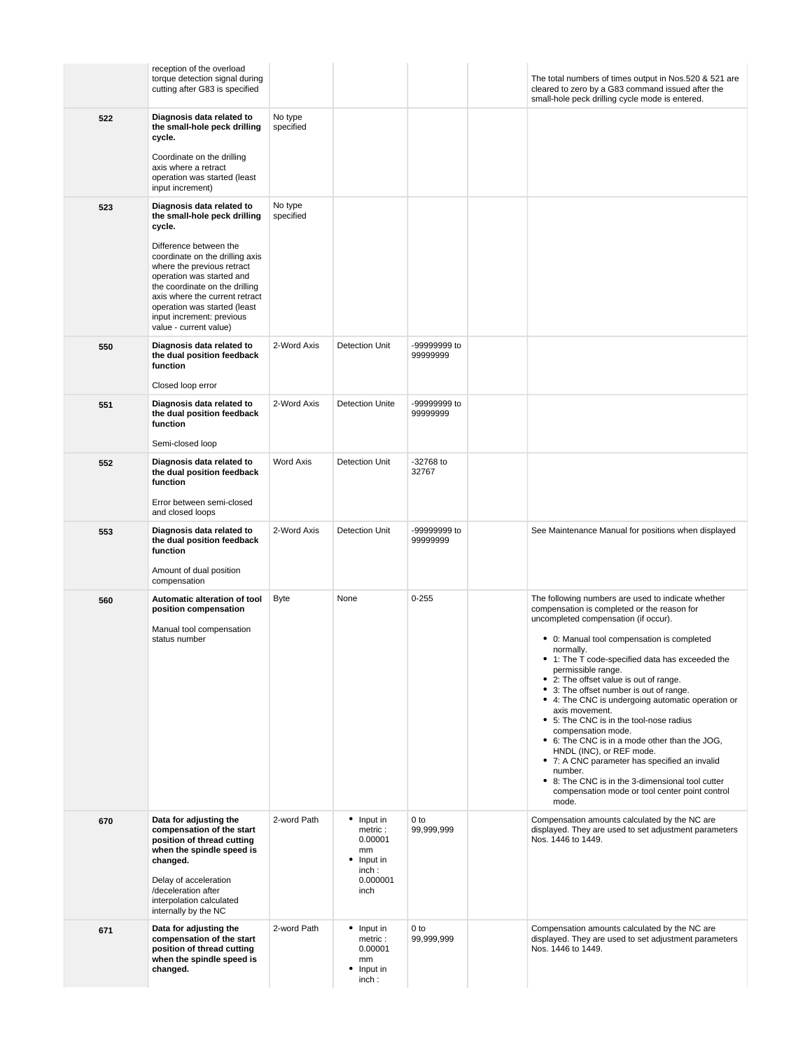| | | | | | | |
|---|---|---|---|---|---|---|
| | reception of the overload torque detection signal during cutting after G83 is specified | | | | | The total numbers of times output in Nos.520 & 521 are cleared to zero by a G83 command issued after the small-hole peck drilling cycle mode is entered. |
| 522 | **Diagnosis data related to the small-hole peck drilling cycle.**<br><br>Coordinate on the drilling axis where a retract operation was started (least input increment) | No type specified | | | | |
| 523 | **Diagnosis data related to the small-hole peck drilling cycle.**<br><br>Difference between the coordinate on the drilling axis where the previous retract operation was started and the coordinate on the drilling axis where the current retract operation was started (least input increment: previous value - current value) | No type specified | | | | |
| 550 | **Diagnosis data related to the dual position feedback function**<br><br>Closed loop error | 2-Word Axis | Detection Unit | -99999999 to 99999999 | | |
| 551 | **Diagnosis data related to the dual position feedback function**<br><br>Semi-closed loop | 2-Word Axis | Detection Unite | -99999999 to 99999999 | | |
| 552 | **Diagnosis data related to the dual position feedback function**<br><br>Error between semi-closed and closed loops | Word Axis | Detection Unit | -32768 to 32767 | | |
| 553 | **Diagnosis data related to the dual position feedback function**<br><br>Amount of dual position compensation | 2-Word Axis | Detection Unit | -99999999 to 99999999 | | See Maintenance Manual for positions when displayed |
| 560 | **Automatic alteration of tool position compensation**<br><br>Manual tool compensation status number | Byte | None | 0-255 | | The following numbers are used to indicate whether compensation is completed or the reason for uncompleted compensation (if occur).<br><br>• 0: Manual tool compensation is completed normally.<br>• 1: The T code-specified data has exceeded the permissible range.<br>• 2: The offset value is out of range.<br>• 3: The offset number is out of range.<br>• 4: The CNC is undergoing automatic operation or axis movement.<br>• 5: The CNC is in the tool-nose radius compensation mode.<br>• 6: The CNC is in a mode other than the JOG, HNDL (INC), or REF mode.<br>• 7: A CNC parameter has specified an invalid number.<br>• 8: The CNC is in the 3-dimensional tool cutter compensation mode or tool center point control mode. |
| 670 | **Data for adjusting the compensation of the start position of thread cutting when the spindle speed is changed.**<br><br>Delay of acceleration /deceleration after interpolation calculated internally by the NC | 2-word Path | • Input in metric : 0.00001 mm<br>• Input in inch : 0.000001 inch | 0 to 99,999,999 | | Compensation amounts calculated by the NC are displayed. They are used to set adjustment parameters Nos. 1446 to 1449. |
| 671 | **Data for adjusting the compensation of the start position of thread cutting when the spindle speed is changed.** | 2-word Path | • Input in metric : 0.00001 mm<br>• Input in inch : | 0 to 99,999,999 | | Compensation amounts calculated by the NC are displayed. They are used to set adjustment parameters Nos. 1446 to 1449. |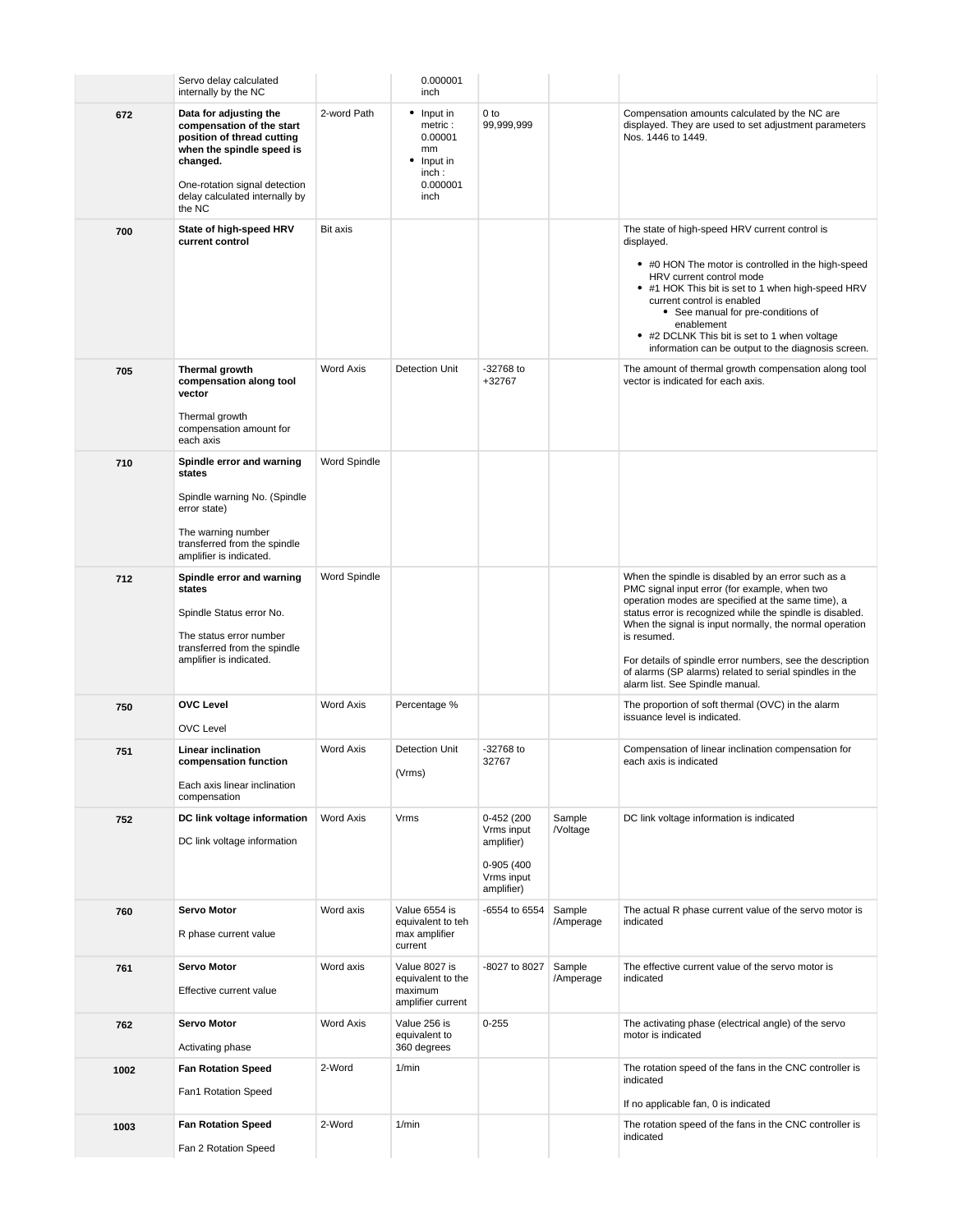| | | | | | | |
|---|---|---|---|---|---|---|
| | Servo delay calculated internally by the NC | | 0.000001 inch | | | |
| 672 | **Data for adjusting the compensation of the start position of thread cutting when the spindle speed is changed.**<br><br>One-rotation signal detection delay calculated internally by the NC | 2-word Path | • Input in metric : 0.00001 mm<br>• Input in inch : 0.000001 inch | 0 to 99,999,999 | | Compensation amounts calculated by the NC are displayed. They are used to set adjustment parameters Nos. 1446 to 1449. |
| 700 | **State of high-speed HRV current control** | Bit axis | | | | The state of high-speed HRV current control is displayed.<br><br>• #0 HON The motor is controlled in the high-speed HRV current control mode<br>• #1 HOK This bit is set to 1 when high-speed HRV current control is enabled<br>&nbsp;&nbsp;◦ See manual for pre-conditions of enablement<br>• #2 DCLNK This bit is set to 1 when voltage information can be output to the diagnosis screen. |
| 705 | **Thermal growth compensation along tool vector**<br><br>Thermal growth compensation amount for each axis | Word Axis | Detection Unit | -32768 to +32767 | | The amount of thermal growth compensation along tool vector is indicated for each axis. |
| 710 | **Spindle error and warning states**<br><br>Spindle warning No. (Spindle error state)<br><br>The warning number transferred from the spindle amplifier is indicated. | Word Spindle | | | | |
| 712 | **Spindle error and warning states**<br><br>Spindle Status error No.<br><br>The status error number transferred from the spindle amplifier is indicated. | Word Spindle | | | | When the spindle is disabled by an error such as a PMC signal input error (for example, when two operation modes are specified at the same time), a status error is recognized while the spindle is disabled. When the signal is input normally, the normal operation is resumed.<br><br>For details of spindle error numbers, see the description of alarms (SP alarms) related to serial spindles in the alarm list. See Spindle manual. |
| 750 | **OVC Level**<br><br>OVC Level | Word Axis | Percentage % | | | The proportion of soft thermal (OVC) in the alarm issuance level is indicated. |
| 751 | **Linear inclination compensation function**<br><br>Each axis linear inclination compensation | Word Axis | Detection Unit<br><br>(Vrms) | -32768 to 32767 | | Compensation of linear inclination compensation for each axis is indicated |
| 752 | **DC link voltage information**<br><br>DC link voltage information | Word Axis | Vrms | 0-452 (200 Vrms input amplifier)<br><br>0-905 (400 Vrms input amplifier) | Sample /Voltage | DC link voltage information is indicated |
| 760 | **Servo Motor**<br><br>R phase current value | Word axis | Value 6554 is equivalent to teh max amplifier current | -6554 to 6554 | Sample /Amperage | The actual R phase current value of the servo motor is indicated |
| 761 | **Servo Motor**<br><br>Effective current value | Word axis | Value 8027 is equivalent to the maximum amplifier current | -8027 to 8027 | Sample /Amperage | The effective current value of the servo motor is indicated |
| 762 | **Servo Motor**<br><br>Activating phase | Word Axis | Value 256 is equivalent to 360 degrees | 0-255 | | The activating phase (electrical angle) of the servo motor is indicated |
| 1002 | **Fan Rotation Speed**<br><br>Fan1 Rotation Speed | 2-Word | 1/min | | | The rotation speed of the fans in the CNC controller is indicated<br><br>If no applicable fan, 0 is indicated |
| 1003 | **Fan Rotation Speed**<br><br>Fan 2 Rotation Speed | 2-Word | 1/min | | | The rotation speed of the fans in the CNC controller is indicated |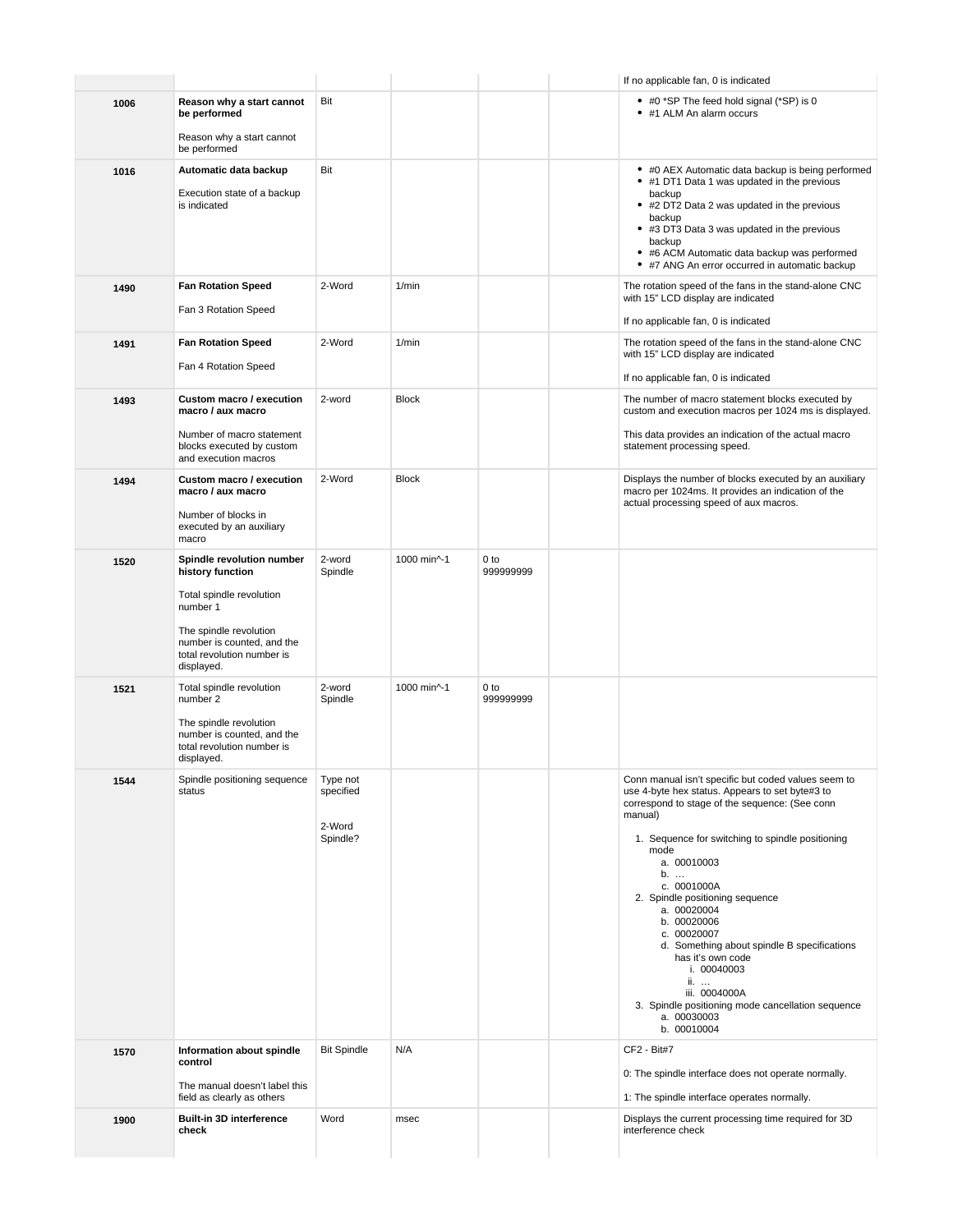| | | | | | | |
|---|---|---|---|---|---|---|
| | | | | | | If no applicable fan, 0 is indicated |
| 1006 | **Reason why a start cannot be performed**<br><br>Reason why a start cannot be performed | Bit | | | | • #0 *SP The feed hold signal (*SP) is 0<br>• #1 ALM An alarm occurs |
| 1016 | **Automatic data backup**<br><br>Execution state of a backup is indicated | Bit | | | | • #0 AEX Automatic data backup is being performed<br>• #1 DT1 Data 1 was updated in the previous backup<br>• #2 DT2 Data 2 was updated in the previous backup<br>• #3 DT3 Data 3 was updated in the previous backup<br>• #6 ACM Automatic data backup was performed<br>• #7 ANG An error occurred in automatic backup |
| 1490 | **Fan Rotation Speed**<br><br>Fan 3 Rotation Speed | 2-Word | 1/min | | | The rotation speed of the fans in the stand-alone CNC with 15" LCD display are indicated<br><br>If no applicable fan, 0 is indicated |
| 1491 | **Fan Rotation Speed**<br><br>Fan 4 Rotation Speed | 2-Word | 1/min | | | The rotation speed of the fans in the stand-alone CNC with 15" LCD display are indicated<br><br>If no applicable fan, 0 is indicated |
| 1493 | **Custom macro / execution macro / aux macro**<br><br>Number of macro statement blocks executed by custom and execution macros | 2-word | Block | | | The number of macro statement blocks executed by custom and execution macros per 1024 ms is displayed.<br><br>This data provides an indication of the actual macro statement processing speed. |
| 1494 | **Custom macro / execution macro / aux macro**<br><br>Number of blocks in executed by an auxiliary macro | 2-Word | Block | | | Displays the number of blocks executed by an auxiliary macro per 1024ms. It provides an indication of the actual processing speed of aux macros. |
| 1520 | **Spindle revolution number history function**<br><br>Total spindle revolution number 1<br><br>The spindle revolution number is counted, and the total revolution number is displayed. | 2-word Spindle | 1000 min^-1 | 0 to 999999999 | | |
| 1521 | Total spindle revolution number 2<br><br>The spindle revolution number is counted, and the total revolution number is displayed. | 2-word Spindle | 1000 min^-1 | 0 to 999999999 | | |
| 1544 | Spindle positioning sequence status | Type not specified<br><br>2-Word Spindle? | | | | Conn manual isn't specific but coded values seem to use 4-byte hex status. Appears to set byte#3 to correspond to stage of the sequence: (See conn manual)<br><br>1. Sequence for switching to spindle positioning mode<br>  a. 00010003<br>  b. …<br>  c. 0001000A<br>2. Spindle positioning sequence<br>  a. 00020004<br>  b. 00020006<br>  c. 00020007<br>  d. Something about spindle B specifications has it's own code<br>    i. 00040003<br>    ii. …<br>    iii. 0004000A<br>3. Spindle positioning mode cancellation sequence<br>  a. 00030003<br>  b. 00010004 |
| 1570 | **Information about spindle control**<br><br>The manual doesn't label this field as clearly as others | Bit Spindle | N/A | | | CF2 - Bit#7<br><br>0: The spindle interface does not operate normally.<br><br>1: The spindle interface operates normally. |
| 1900 | **Built-in 3D interference check** | Word | msec | | | Displays the current processing time required for 3D interference check |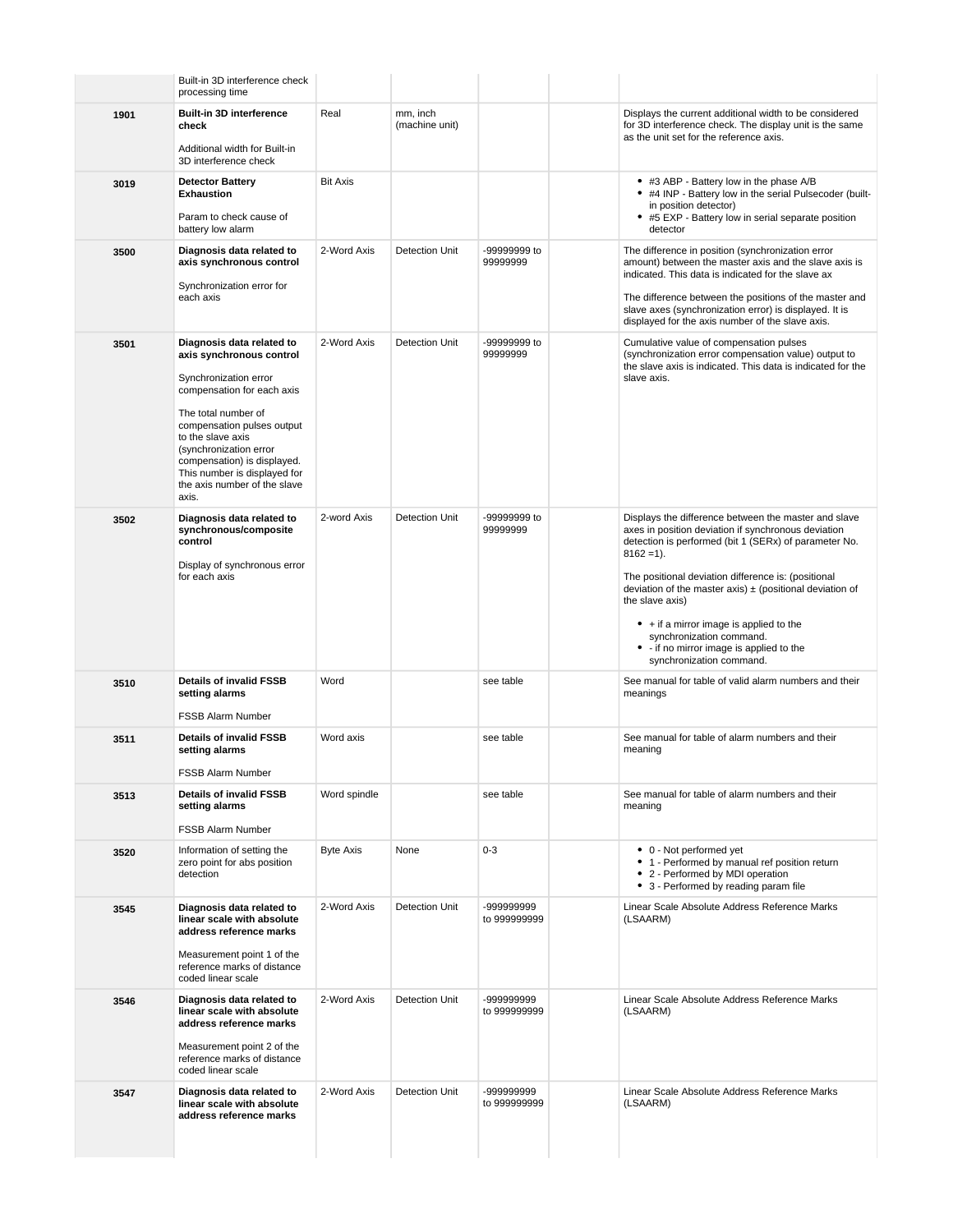| | | | | | |
|---|---|---|---|---|---|
| | Built-in 3D interference check processing time | | | | | |
| **1901** | **Built-in 3D interference check**<br><br>Additional width for Built-in 3D interference check | Real | mm, inch (machine unit) | | | Displays the current additional width to be considered for 3D interference check. The display unit is the same as the unit set for the reference axis. |
| **3019** | **Detector Battery Exhaustion**<br><br>Param to check cause of battery low alarm | Bit Axis | | | | • #3 ABP - Battery low in the phase A/B<br>• #4 INP - Battery low in the serial Pulsecoder (built-in position detector)<br>• #5 EXP - Battery low in serial separate position detector |
| **3500** | **Diagnosis data related to axis synchronous control**<br><br>Synchronization error for each axis | 2-Word Axis | Detection Unit | -99999999 to 99999999 | | The difference in position (synchronization error amount) between the master axis and the slave axis is indicated. This data is indicated for the slave ax<br><br>The difference between the positions of the master and slave axes (synchronization error) is displayed. It is displayed for the axis number of the slave axis. |
| **3501** | **Diagnosis data related to axis synchronous control**<br><br>Synchronization error compensation for each axis<br><br>The total number of compensation pulses output to the slave axis (synchronization error compensation) is displayed. This number is displayed for the axis number of the slave axis. | 2-Word Axis | Detection Unit | -99999999 to 99999999 | | Cumulative value of compensation pulses (synchronization error compensation value) output to the slave axis is indicated. This data is indicated for the slave axis. |
| **3502** | **Diagnosis data related to synchronous/composite control**<br><br>Display of synchronous error for each axis | 2-word Axis | Detection Unit | -99999999 to 99999999 | | Displays the difference between the master and slave axes in position deviation if synchronous deviation detection is performed (bit 1 (SERx) of parameter No. 8162 =1).<br><br>The positional deviation difference is: (positional deviation of the master axis) ± (positional deviation of the slave axis)<br><br>• + if a mirror image is applied to the synchronization command.<br>• - if no mirror image is applied to the synchronization command. |
| **3510** | **Details of invalid FSSB setting alarms**<br><br>FSSB Alarm Number | Word | | see table | | See manual for table of valid alarm numbers and their meanings |
| **3511** | **Details of invalid FSSB setting alarms**<br><br>FSSB Alarm Number | Word axis | | see table | | See manual for table of alarm numbers and their meaning |
| **3513** | **Details of invalid FSSB setting alarms**<br><br>FSSB Alarm Number | Word spindle | | see table | | See manual for table of alarm numbers and their meaning |
| **3520** | Information of setting the zero point for abs position detection | Byte Axis | None | 0-3 | | • 0 - Not performed yet<br>• 1 - Performed by manual ref position return<br>• 2 - Performed by MDI operation<br>• 3 - Performed by reading param file |
| **3545** | **Diagnosis data related to linear scale with absolute address reference marks**<br><br>Measurement point 1 of the reference marks of distance coded linear scale | 2-Word Axis | Detection Unit | -999999999 to 999999999 | | Linear Scale Absolute Address Reference Marks (LSAARM) |
| **3546** | **Diagnosis data related to linear scale with absolute address reference marks**<br><br>Measurement point 2 of the reference marks of distance coded linear scale | 2-Word Axis | Detection Unit | -999999999 to 999999999 | | Linear Scale Absolute Address Reference Marks (LSAARM) |
| **3547** | **Diagnosis data related to linear scale with absolute address reference marks** | 2-Word Axis | Detection Unit | -999999999 to 999999999 | | Linear Scale Absolute Address Reference Marks (LSAARM) |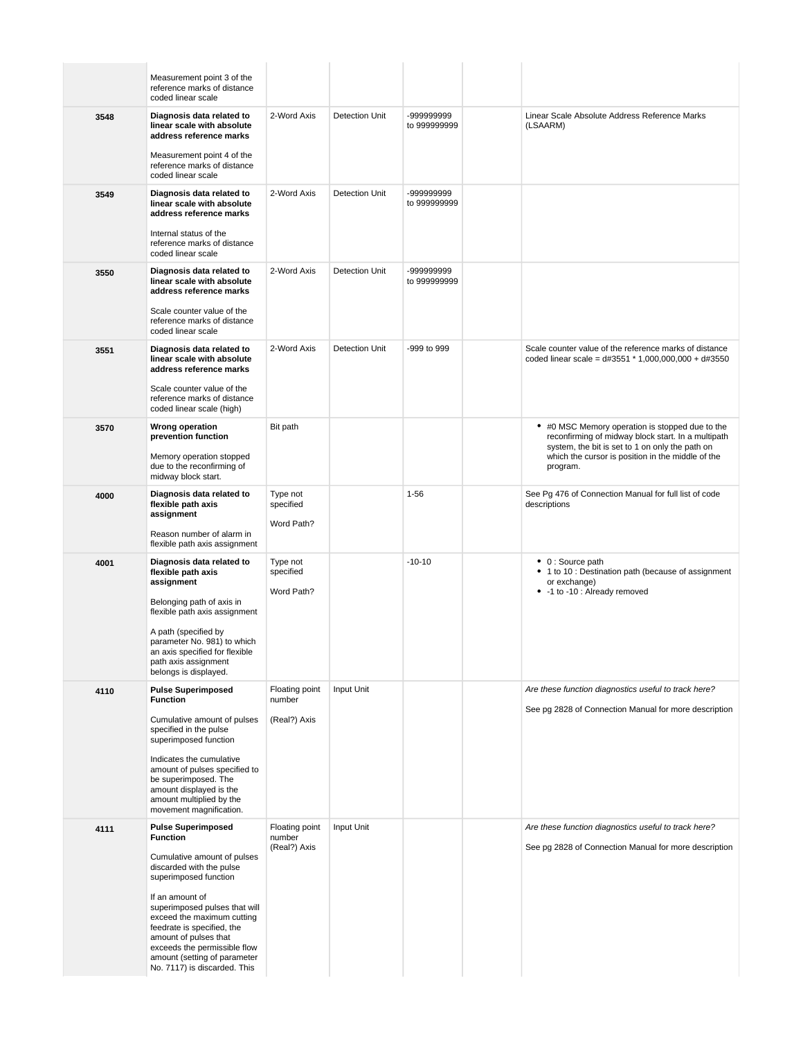| | | | | | | |
|---|---|---|---|---|---|---|
| | Measurement point 3 of the reference marks of distance coded linear scale | | | | | |
| 3548 | **Diagnosis data related to linear scale with absolute address reference marks**<br><br>Measurement point 4 of the reference marks of distance coded linear scale | 2-Word Axis | Detection Unit | -999999999 to 999999999 | | Linear Scale Absolute Address Reference Marks (LSAARM) |
| 3549 | **Diagnosis data related to linear scale with absolute address reference marks**<br><br>Internal status of the reference marks of distance coded linear scale | 2-Word Axis | Detection Unit | -999999999 to 999999999 | | |
| 3550 | **Diagnosis data related to linear scale with absolute address reference marks**<br><br>Scale counter value of the reference marks of distance coded linear scale | 2-Word Axis | Detection Unit | -999999999 to 999999999 | | |
| 3551 | **Diagnosis data related to linear scale with absolute address reference marks**<br><br>Scale counter value of the reference marks of distance coded linear scale (high) | 2-Word Axis | Detection Unit | -999 to 999 | | Scale counter value of the reference marks of distance coded linear scale = d#3551 * 1,000,000,000 + d#3550 |
| 3570 | **Wrong operation prevention function**<br><br>Memory operation stopped due to the reconfirming of midway block start. | Bit path | | | | • #0 MSC Memory operation is stopped due to the reconfirming of midway block start. In a multipath system, the bit is set to 1 on only the path on which the cursor is position in the middle of the program. |
| 4000 | **Diagnosis data related to flexible path axis assignment**<br><br>Reason number of alarm in flexible path axis assignment | Type not specified<br><br>Word Path? | | 1-56 | | See Pg 476 of Connection Manual for full list of code descriptions |
| 4001 | **Diagnosis data related to flexible path axis assignment**<br><br>Belonging path of axis in flexible path axis assignment<br><br>A path (specified by parameter No. 981) to which an axis specified for flexible path axis assignment belongs is displayed. | Type not specified<br><br>Word Path? | | -10-10 | | • 0 : Source path<br>• 1 to 10 : Destination path (because of assignment or exchange)<br>• -1 to -10 : Already removed |
| 4110 | **Pulse Superimposed Function**<br><br>Cumulative amount of pulses specified in the pulse superimposed function<br><br>Indicates the cumulative amount of pulses specified to be superimposed. The amount displayed is the amount multiplied by the movement magnification. | Floating point number<br><br>(Real?) Axis | Input Unit | | | *Are these function diagnostics useful to track here?*<br><br>See pg 2828 of Connection Manual for more description |
| 4111 | **Pulse Superimposed Function**<br><br>Cumulative amount of pulses discarded with the pulse superimposed function<br><br>If an amount of superimposed pulses that will exceed the maximum cutting feedrate is specified, the amount of pulses that exceeds the permissible flow amount (setting of parameter No. 7117) is discarded. This | Floating point number (Real?) Axis | Input Unit | | | *Are these function diagnostics useful to track here?*<br><br>See pg 2828 of Connection Manual for more description |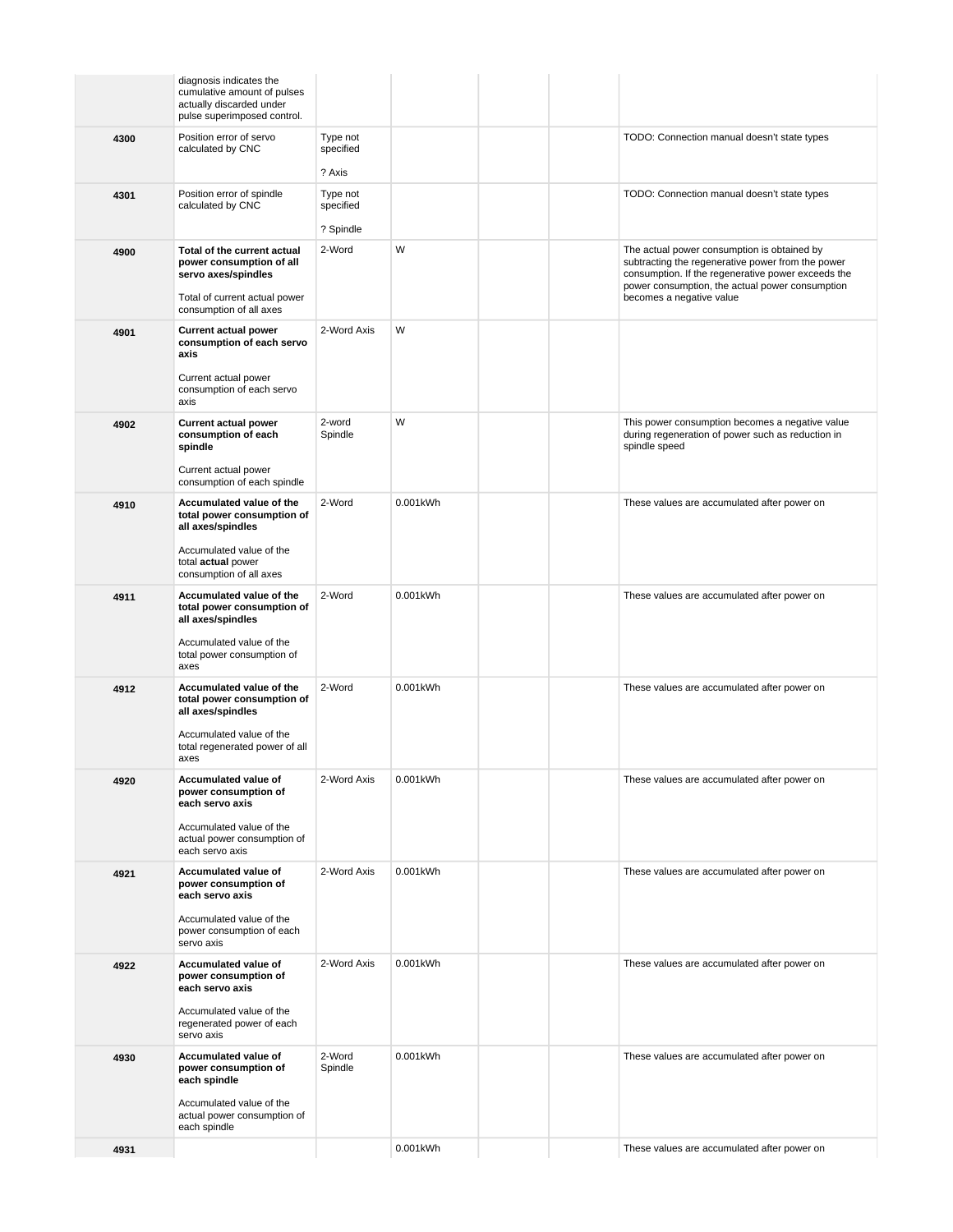| | | | | | | |
|---|---|---|---|---|---|---|
| | diagnosis indicates the cumulative amount of pulses actually discarded under pulse superimposed control. | | | | | |
| 4300 | Position error of servo calculated by CNC | Type not specified<br><br>? Axis | | | | TODO: Connection manual doesn't state types |
| 4301 | Position error of spindle calculated by CNC | Type not specified<br><br>? Spindle | | | | TODO: Connection manual doesn't state types |
| 4900 | **Total of the current actual power consumption of all servo axes/spindles**<br><br>Total of current actual power consumption of all axes | 2-Word | W | | | The actual power consumption is obtained by subtracting the regenerative power from the power consumption. If the regenerative power exceeds the power consumption, the actual power consumption becomes a negative value |
| 4901 | **Current actual power consumption of each servo axis**<br><br>Current actual power consumption of each servo axis | 2-Word Axis | W | | | |
| 4902 | **Current actual power consumption of each spindle**<br><br>Current actual power consumption of each spindle | 2-word Spindle | W | | | This power consumption becomes a negative value during regeneration of power such as reduction in spindle speed |
| 4910 | **Accumulated value of the total power consumption of all axes/spindles**<br><br>Accumulated value of the total **actual** power consumption of all axes | 2-Word | 0.001kWh | | | These values are accumulated after power on |
| 4911 | **Accumulated value of the total power consumption of all axes/spindles**<br><br>Accumulated value of the total power consumption of axes | 2-Word | 0.001kWh | | | These values are accumulated after power on |
| 4912 | **Accumulated value of the total power consumption of all axes/spindles**<br><br>Accumulated value of the total regenerated power of all axes | 2-Word | 0.001kWh | | | These values are accumulated after power on |
| 4920 | **Accumulated value of power consumption of each servo axis**<br><br>Accumulated value of the actual power consumption of each servo axis | 2-Word Axis | 0.001kWh | | | These values are accumulated after power on |
| 4921 | **Accumulated value of power consumption of each servo axis**<br><br>Accumulated value of the power consumption of each servo axis | 2-Word Axis | 0.001kWh | | | These values are accumulated after power on |
| 4922 | **Accumulated value of power consumption of each servo axis**<br><br>Accumulated value of the regenerated power of each servo axis | 2-Word Axis | 0.001kWh | | | These values are accumulated after power on |
| 4930 | **Accumulated value of power consumption of each spindle**<br><br>Accumulated value of the actual power consumption of each spindle | 2-Word Spindle | 0.001kWh | | | These values are accumulated after power on |
| 4931 | | | 0.001kWh | | | These values are accumulated after power on |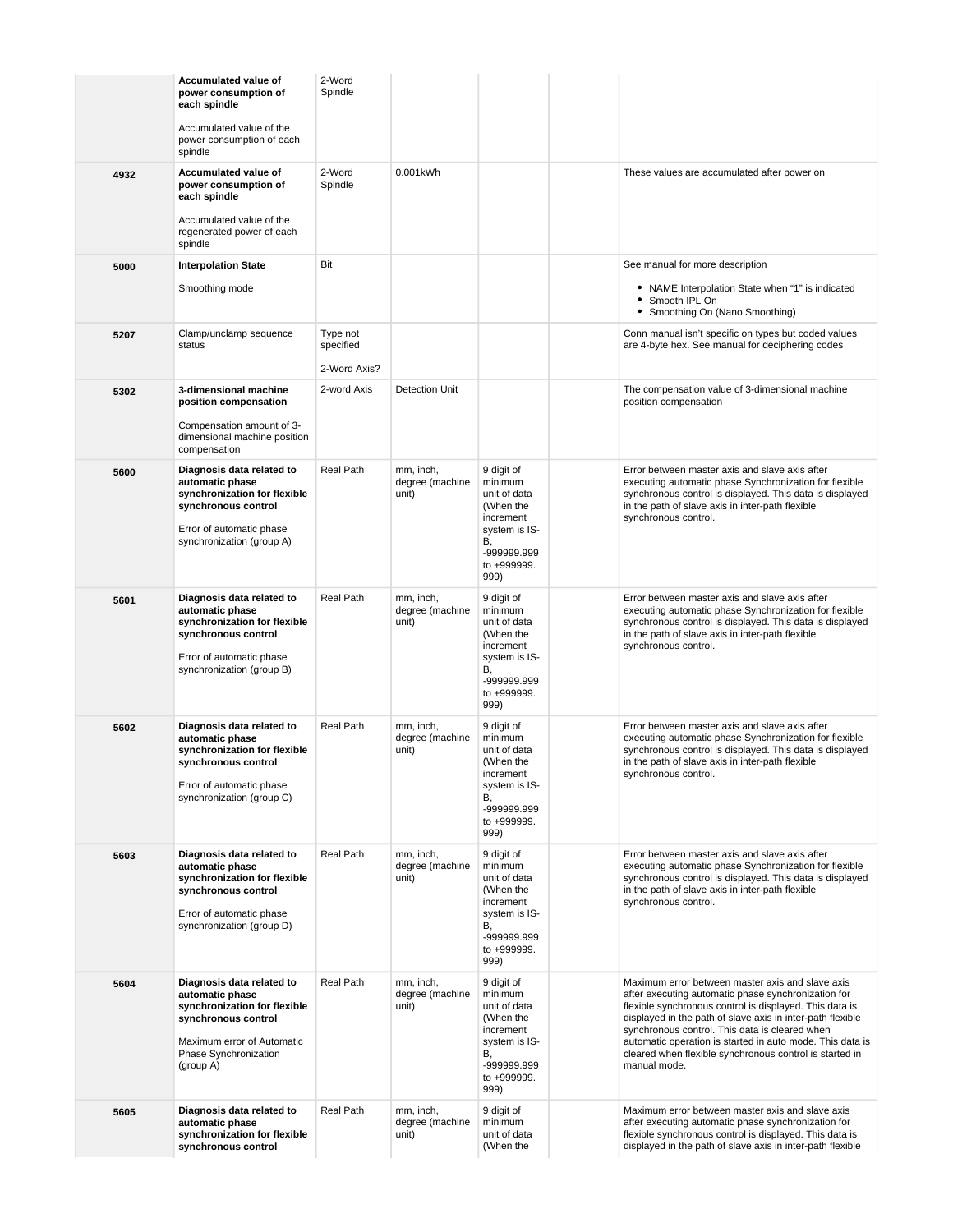| | | | | | | |
|---|---|---|---|---|---|---|
| | **Accumulated value of power consumption of each spindle**<br><br>Accumulated value of the power consumption of each spindle | 2-Word Spindle | | | | |
| 4932 | **Accumulated value of power consumption of each spindle**<br><br>Accumulated value of the regenerated power of each spindle | 2-Word Spindle | 0.001kWh | | | These values are accumulated after power on |
| 5000 | **Interpolation State**<br><br>Smoothing mode | Bit | | | | See manual for more description<br><br>• NAME Interpolation State when "1" is indicated<br>• Smooth IPL On<br>• Smoothing On (Nano Smoothing) |
| 5207 | Clamp/unclamp sequence status | Type not specified<br><br>2-Word Axis? | | | | Conn manual isn't specific on types but coded values are 4-byte hex. See manual for deciphering codes |
| 5302 | **3-dimensional machine position compensation**<br><br>Compensation amount of 3-dimensional machine position compensation | 2-word Axis | Detection Unit | | | The compensation value of 3-dimensional machine position compensation |
| 5600 | **Diagnosis data related to automatic phase synchronization for flexible synchronous control**<br><br>Error of automatic phase synchronization (group A) | Real Path | mm, inch, degree (machine unit) | 9 digit of minimum unit of data (When the increment system is IS-B, -999999.999 to +999999. 999) | | Error between master axis and slave axis after executing automatic phase Synchronization for flexible synchronous control is displayed. This data is displayed in the path of slave axis in inter-path flexible synchronous control. |
| 5601 | **Diagnosis data related to automatic phase synchronization for flexible synchronous control**<br><br>Error of automatic phase synchronization (group B) | Real Path | mm, inch, degree (machine unit) | 9 digit of minimum unit of data (When the increment system is IS-B, -999999.999 to +999999. 999) | | Error between master axis and slave axis after executing automatic phase Synchronization for flexible synchronous control is displayed. This data is displayed in the path of slave axis in inter-path flexible synchronous control. |
| 5602 | **Diagnosis data related to automatic phase synchronization for flexible synchronous control**<br><br>Error of automatic phase synchronization (group C) | Real Path | mm, inch, degree (machine unit) | 9 digit of minimum unit of data (When the increment system is IS-B, -999999.999 to +999999. 999) | | Error between master axis and slave axis after executing automatic phase Synchronization for flexible synchronous control is displayed. This data is displayed in the path of slave axis in inter-path flexible synchronous control. |
| 5603 | **Diagnosis data related to automatic phase synchronization for flexible synchronous control**<br><br>Error of automatic phase synchronization (group D) | Real Path | mm, inch, degree (machine unit) | 9 digit of minimum unit of data (When the increment system is IS-B, -999999.999 to +999999. 999) | | Error between master axis and slave axis after executing automatic phase Synchronization for flexible synchronous control is displayed. This data is displayed in the path of slave axis in inter-path flexible synchronous control. |
| 5604 | **Diagnosis data related to automatic phase synchronization for flexible synchronous control**<br><br>Maximum error of Automatic Phase Synchronization (group A) | Real Path | mm, inch, degree (machine unit) | 9 digit of minimum unit of data (When the increment system is IS-B, -999999.999 to +999999. 999) | | Maximum error between master axis and slave axis after executing automatic phase synchronization for flexible synchronous control is displayed. This data is displayed in the path of slave axis in inter-path flexible synchronous control. This data is cleared when automatic operation is started in auto mode. This data is cleared when flexible synchronous control is started in manual mode. |
| 5605 | **Diagnosis data related to automatic phase synchronization for flexible synchronous control** | Real Path | mm, inch, degree (machine unit) | 9 digit of minimum unit of data (When the | | Maximum error between master axis and slave axis after executing automatic phase synchronization for flexible synchronous control is displayed. This data is displayed in the path of slave axis in inter-path flexible |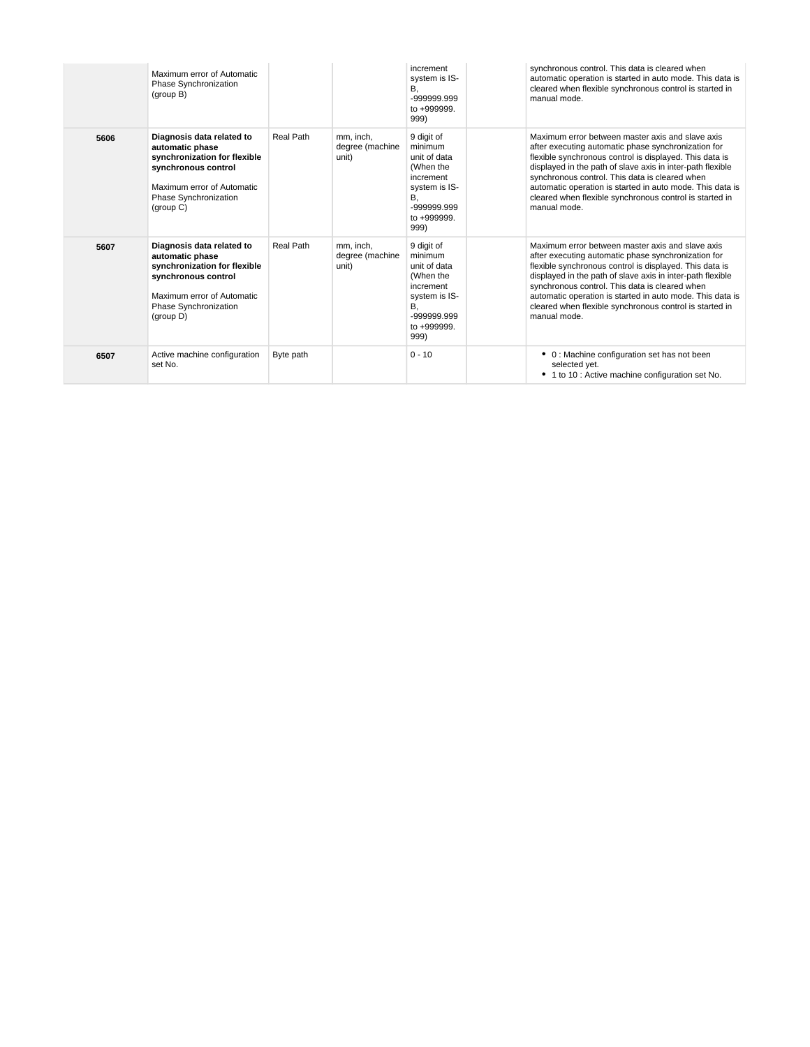| | | | | | | |
|---|---|---|---|---|---|---|
| | Maximum error of Automatic Phase Synchronization (group B) | | | increment system is IS-B, -999999.999 to +999999.999) | | synchronous control. This data is cleared when automatic operation is started in auto mode. This data is cleared when flexible synchronous control is started in manual mode. |
| **5606** | **Diagnosis data related to automatic phase synchronization for flexible synchronous control**<br><br>Maximum error of Automatic Phase Synchronization (group C) | Real Path | mm, inch, degree (machine unit) | 9 digit of minimum unit of data (When the increment system is IS-B, -999999.999 to +999999.999) | | Maximum error between master axis and slave axis after executing automatic phase synchronization for flexible synchronous control is displayed. This data is displayed in the path of slave axis in inter-path flexible synchronous control. This data is cleared when automatic operation is started in auto mode. This data is cleared when flexible synchronous control is started in manual mode. |
| **5607** | **Diagnosis data related to automatic phase synchronization for flexible synchronous control**<br><br>Maximum error of Automatic Phase Synchronization (group D) | Real Path | mm, inch, degree (machine unit) | 9 digit of minimum unit of data (When the increment system is IS-B, -999999.999 to +999999.999) | | Maximum error between master axis and slave axis after executing automatic phase synchronization for flexible synchronous control is displayed. This data is displayed in the path of slave axis in inter-path flexible synchronous control. This data is cleared when automatic operation is started in auto mode. This data is cleared when flexible synchronous control is started in manual mode. |
| **6507** | Active machine configuration set No. | Byte path | | 0 - 10 | | • 0 : Machine configuration set has not been selected yet.<br>• 1 to 10 : Active machine configuration set No. |